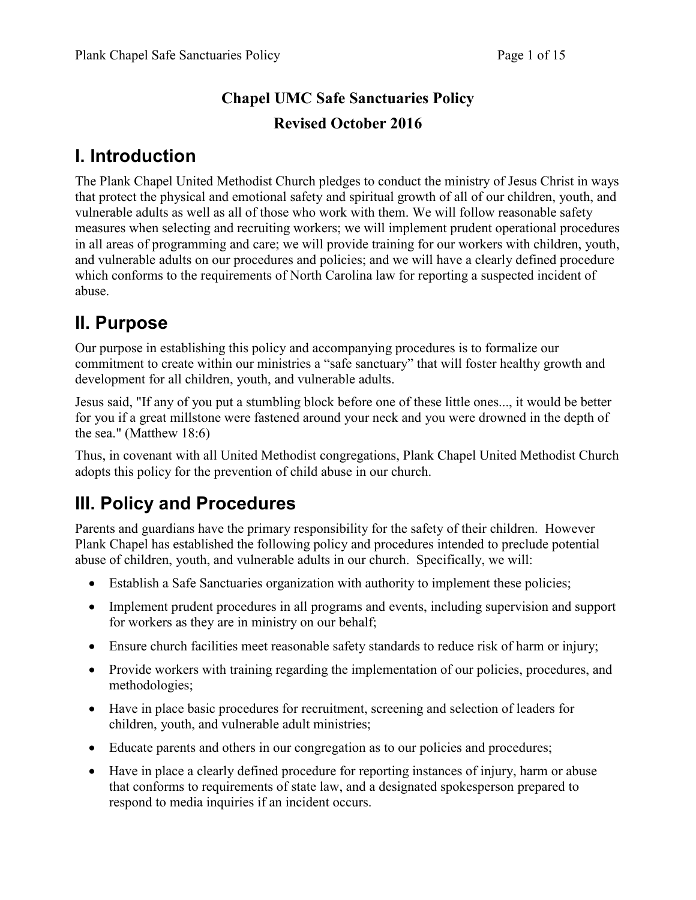**Chapel UMC Safe Sanctuaries Policy**

**Revised October 2016**

# I. Introduction

The Plank Chapel United Methodist Church pledges to conduct the ministry of Jesus Christ in ways that protect the physical and emotional safety and spiritual growth of all of our children, youth, and vulnerable adults as well as all of those who work with them. We will follow reasonable safety measures when selecting and recruiting workers; we will implement prudent operational procedures in all areas of programming and care; we will provide training for our workers with children, youth, and vulnerable adults on our procedures and policies; and we will have a clearly defined procedure which conforms to the requirements of North Carolina law for reporting a suspected incident of abuse.

# II. Purpose

Our purpose in establishing this policy and accompanying procedures is to formalize our commitment to create within our ministries a "safe sanctuary" that will foster healthy growth and development for all children, youth, and vulnerable adults.

Jesus said, "If any of you put a stumbling block before one of these little ones..., it would be better for you if a great millstone were fastened around your neck and you were drowned in the depth of the sea." (Matthew 18:6)

Thus, in covenant with all United Methodist congregations, Plank Chapel United Methodist Church adopts this policy for the prevention of child abuse in our church.

# III. Policy and Procedures

Parents and guardians have the primary responsibility for the safety of their children. However Plank Chapel has established the following policy and procedures intended to preclude potential abuse of children, youth, and vulnerable adults in our church. Specifically, we will:

- Establish a Safe Sanctuaries organization with authority to implement these policies;
- Implement prudent procedures in all programs and events, including supervision and support for workers as they are in ministry on our behalf;
- Ensure church facilities meet reasonable safety standards to reduce risk of harm or injury;
- Provide workers with training regarding the implementation of our policies, procedures, and methodologies;
- Have in place basic procedures for recruitment, screening and selection of leaders for children, youth, and vulnerable adult ministries;
- Educate parents and others in our congregation as to our policies and procedures;
- Have in place a clearly defined procedure for reporting instances of injury, harm or abuse that conforms to requirements of state law, and a designated spokesperson prepared to respond to media inquiries if an incident occurs.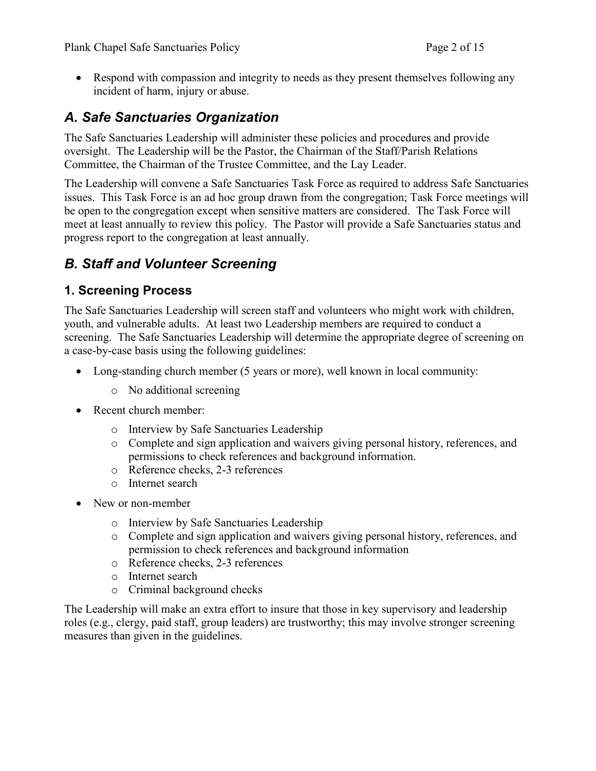- Respond with compassion and integrity to needs as they present themselves following any incident of harm, injury or abuse.

## *A. Safe Sanctuaries Organization*

The Safe Sanctuaries Leadership will administer these policies and procedures and provide oversight. The Leadership will be the Pastor, the Chairman of the Staff/Parish Relations Committee, the Chairman of the Trustee Committee, and the Lay Leader.

The Leadership will convene a Safe Sanctuaries Task Force as required to address Safe Sanctuaries issues. This Task Force is an ad hoc group drawn from the congregation; Task Force meetings will be open to the congregation except when sensitive matters are considered. The Task Force will meet at least annually to review this policy. The Pastor will provide a Safe Sanctuaries status and progress report to the congregation at least annually.

## *B. Staff and Volunteer Screening*

### 1. Screening Process

The Safe Sanctuaries Leadership will screen staff and volunteers who might work with children, youth, and vulnerable adults. At least two Leadership members are required to conduct a screening. The Safe Sanctuaries Leadership will determine the appropriate degree of screening on a case-by-case basis using the following guidelines:

- Long-standing church member (5 years or more), well known in local community:
  - No additional screening
- Recent church member:
  - Interview by Safe Sanctuaries Leadership
  - Complete and sign application and waivers giving personal history, references, and permissions to check references and background information.
  - Reference checks, 2-3 references
  - Internet search
- New or non-member
  - Interview by Safe Sanctuaries Leadership
  - Complete and sign application and waivers giving personal history, references, and permission to check references and background information
  - Reference checks, 2-3 references
  - Internet search
  - Criminal background checks

The Leadership will make an extra effort to insure that those in key supervisory and leadership roles (e.g., clergy, paid staff, group leaders) are trustworthy; this may involve stronger screening measures than given in the guidelines.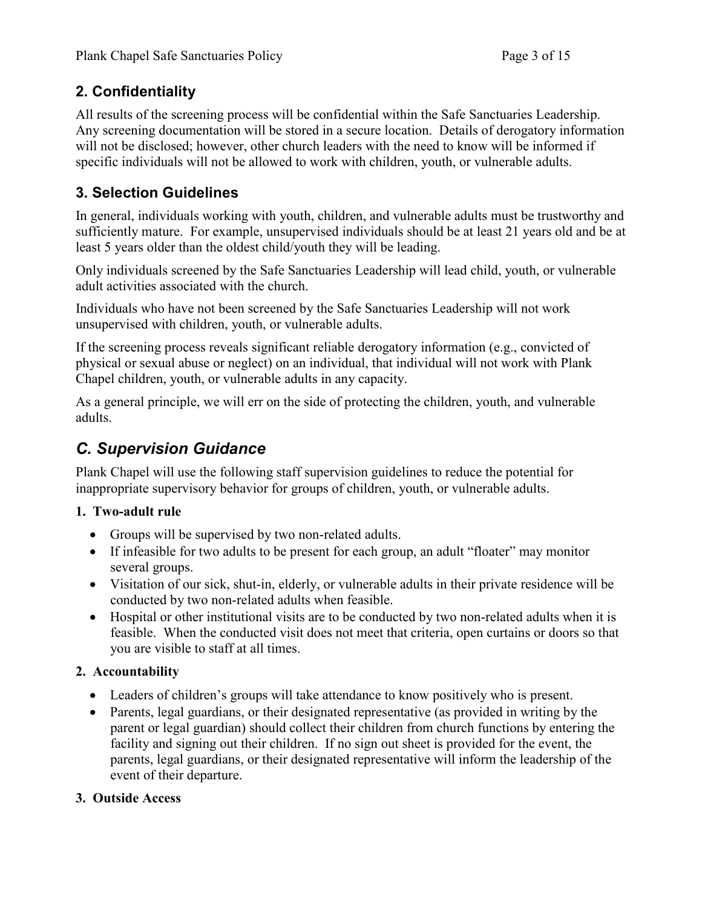## 2. Confidentiality

All results of the screening process will be confidential within the Safe Sanctuaries Leadership. Any screening documentation will be stored in a secure location. Details of derogatory information will not be disclosed; however, other church leaders with the need to know will be informed if specific individuals will not be allowed to work with children, youth, or vulnerable adults.

## 3. Selection Guidelines

In general, individuals working with youth, children, and vulnerable adults must be trustworthy and sufficiently mature. For example, unsupervised individuals should be at least 21 years old and be at least 5 years older than the oldest child/youth they will be leading.

Only individuals screened by the Safe Sanctuaries Leadership will lead child, youth, or vulnerable adult activities associated with the church.

Individuals who have not been screened by the Safe Sanctuaries Leadership will not work unsupervised with children, youth, or vulnerable adults.

If the screening process reveals significant reliable derogatory information (e.g., convicted of physical or sexual abuse or neglect) on an individual, that individual will not work with Plank Chapel children, youth, or vulnerable adults in any capacity.

As a general principle, we will err on the side of protecting the children, youth, and vulnerable adults.

# *C. Supervision Guidance*

Plank Chapel will use the following staff supervision guidelines to reduce the potential for inappropriate supervisory behavior for groups of children, youth, or vulnerable adults.

**1. Two-adult rule**

- Groups will be supervised by two non-related adults.
- If infeasible for two adults to be present for each group, an adult "floater" may monitor several groups.
- Visitation of our sick, shut-in, elderly, or vulnerable adults in their private residence will be conducted by two non-related adults when feasible.
- Hospital or other institutional visits are to be conducted by two non-related adults when it is feasible. When the conducted visit does not meet that criteria, open curtains or doors so that you are visible to staff at all times.

**2. Accountability**

- Leaders of children's groups will take attendance to know positively who is present.
- Parents, legal guardians, or their designated representative (as provided in writing by the parent or legal guardian) should collect their children from church functions by entering the facility and signing out their children. If no sign out sheet is provided for the event, the parents, legal guardians, or their designated representative will inform the leadership of the event of their departure.

**3. Outside Access**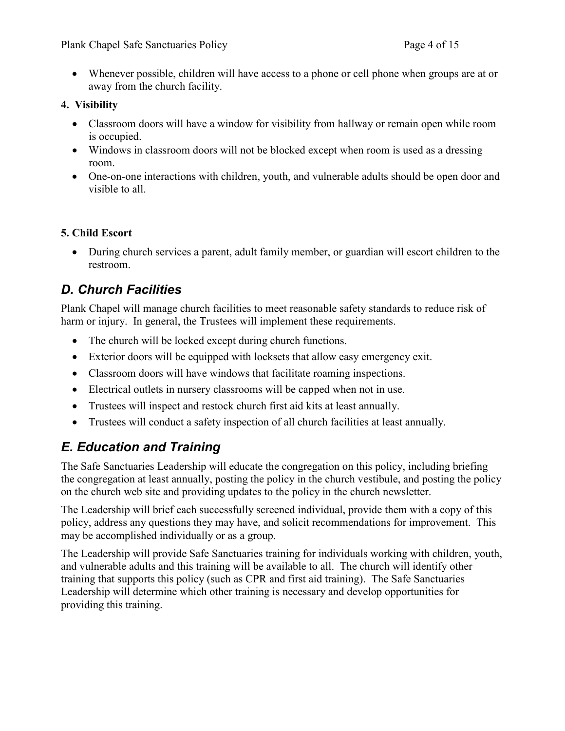- Whenever possible, children will have access to a phone or cell phone when groups are at or away from the church facility.

**4. Visibility**

- Classroom doors will have a window for visibility from hallway or remain open while room is occupied.
- Windows in classroom doors will not be blocked except when room is used as a dressing room.
- One-on-one interactions with children, youth, and vulnerable adults should be open door and visible to all.

**5. Child Escort**

- During church services a parent, adult family member, or guardian will escort children to the restroom.

## *D. Church Facilities*

Plank Chapel will manage church facilities to meet reasonable safety standards to reduce risk of harm or injury. In general, the Trustees will implement these requirements.

- The church will be locked except during church functions.
- Exterior doors will be equipped with locksets that allow easy emergency exit.
- Classroom doors will have windows that facilitate roaming inspections.
- Electrical outlets in nursery classrooms will be capped when not in use.
- Trustees will inspect and restock church first aid kits at least annually.
- Trustees will conduct a safety inspection of all church facilities at least annually.

## *E. Education and Training*

The Safe Sanctuaries Leadership will educate the congregation on this policy, including briefing the congregation at least annually, posting the policy in the church vestibule, and posting the policy on the church web site and providing updates to the policy in the church newsletter.

The Leadership will brief each successfully screened individual, provide them with a copy of this policy, address any questions they may have, and solicit recommendations for improvement. This may be accomplished individually or as a group.

The Leadership will provide Safe Sanctuaries training for individuals working with children, youth, and vulnerable adults and this training will be available to all. The church will identify other training that supports this policy (such as CPR and first aid training). The Safe Sanctuaries Leadership will determine which other training is necessary and develop opportunities for providing this training.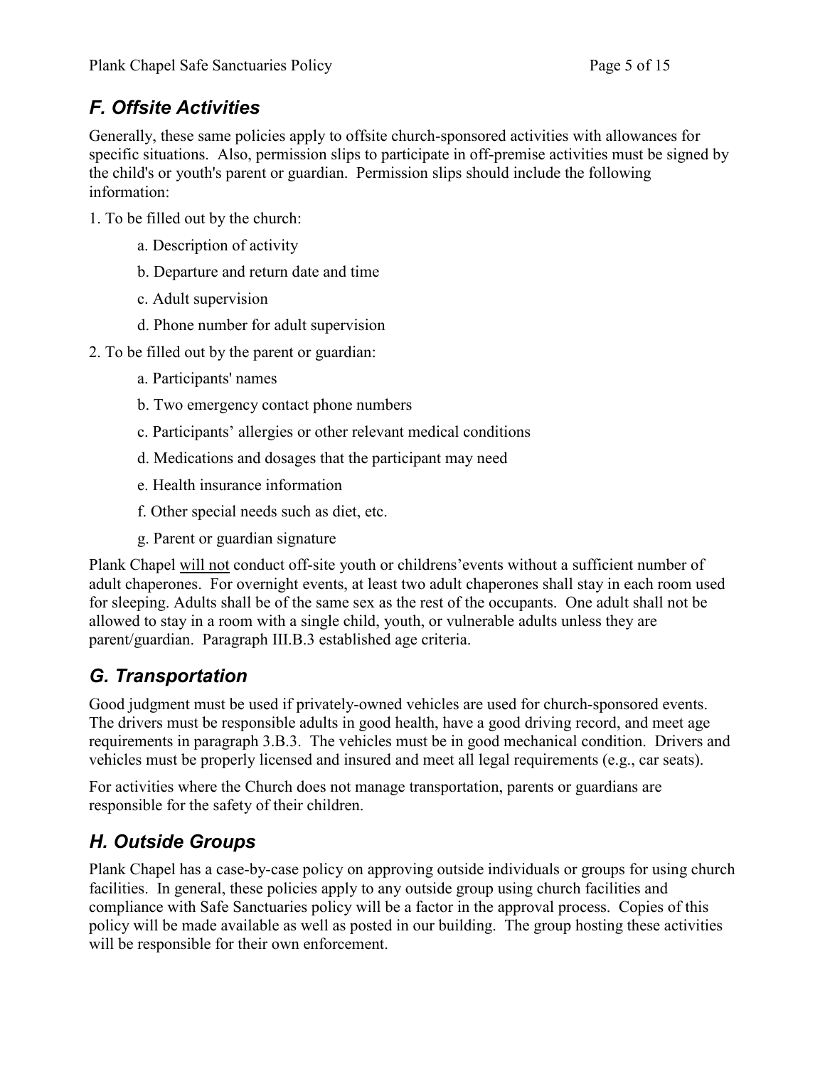## *F. Offsite Activities*

Generally, these same policies apply to offsite church-sponsored activities with allowances for specific situations. Also, permission slips to participate in off-premise activities must be signed by the child's or youth's parent or guardian. Permission slips should include the following information:

1. To be filled out by the church:
    - a. Description of activity
    - b. Departure and return date and time
    - c. Adult supervision
    - d. Phone number for adult supervision
2. To be filled out by the parent or guardian:
    - a. Participants' names
    - b. Two emergency contact phone numbers
    - c. Participants' allergies or other relevant medical conditions
    - d. Medications and dosages that the participant may need
    - e. Health insurance information
    - f. Other special needs such as diet, etc.
    - g. Parent or guardian signature

Plank Chapel <u>will not</u> conduct off-site youth or childrens'events without a sufficient number of adult chaperones. For overnight events, at least two adult chaperones shall stay in each room used for sleeping. Adults shall be of the same sex as the rest of the occupants. One adult shall not be allowed to stay in a room with a single child, youth, or vulnerable adults unless they are parent/guardian. Paragraph III.B.3 established age criteria.

## *G. Transportation*

Good judgment must be used if privately-owned vehicles are used for church-sponsored events. The drivers must be responsible adults in good health, have a good driving record, and meet age requirements in paragraph 3.B.3. The vehicles must be in good mechanical condition. Drivers and vehicles must be properly licensed and insured and meet all legal requirements (e.g., car seats).

For activities where the Church does not manage transportation, parents or guardians are responsible for the safety of their children.

## *H. Outside Groups*

Plank Chapel has a case-by-case policy on approving outside individuals or groups for using church facilities. In general, these policies apply to any outside group using church facilities and compliance with Safe Sanctuaries policy will be a factor in the approval process. Copies of this policy will be made available as well as posted in our building. The group hosting these activities will be responsible for their own enforcement.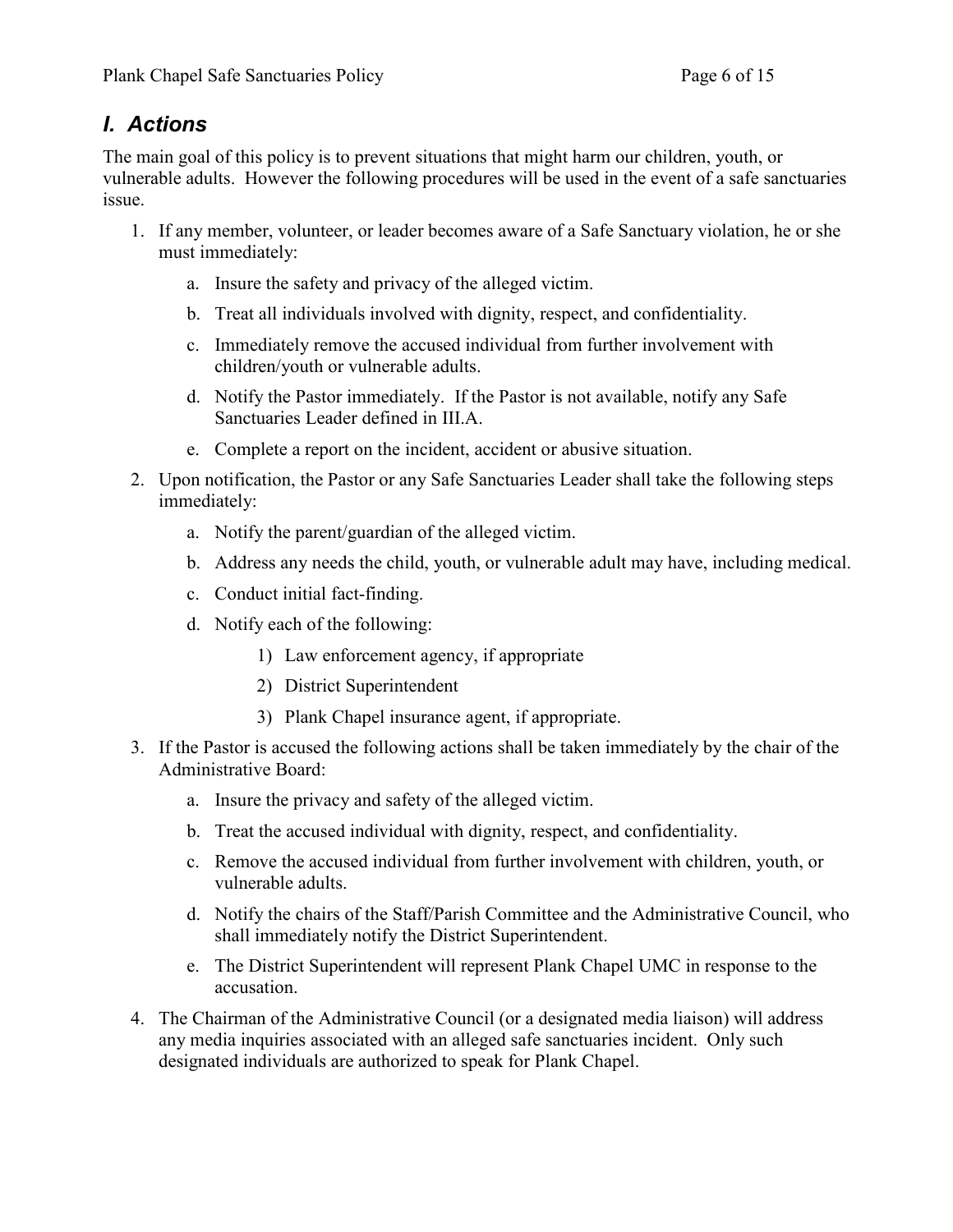## *I. Actions*

The main goal of this policy is to prevent situations that might harm our children, youth, or vulnerable adults. However the following procedures will be used in the event of a safe sanctuaries issue.

1. If any member, volunteer, or leader becomes aware of a Safe Sanctuary violation, he or she must immediately:
    a. Insure the safety and privacy of the alleged victim.
    b. Treat all individuals involved with dignity, respect, and confidentiality.
    c. Immediately remove the accused individual from further involvement with children/youth or vulnerable adults.
    d. Notify the Pastor immediately. If the Pastor is not available, notify any Safe Sanctuaries Leader defined in III.A.
    e. Complete a report on the incident, accident or abusive situation.
2. Upon notification, the Pastor or any Safe Sanctuaries Leader shall take the following steps immediately:
    a. Notify the parent/guardian of the alleged victim.
    b. Address any needs the child, youth, or vulnerable adult may have, including medical.
    c. Conduct initial fact-finding.
    d. Notify each of the following:
        1) Law enforcement agency, if appropriate
        2) District Superintendent
        3) Plank Chapel insurance agent, if appropriate.
3. If the Pastor is accused the following actions shall be taken immediately by the chair of the Administrative Board:
    a. Insure the privacy and safety of the alleged victim.
    b. Treat the accused individual with dignity, respect, and confidentiality.
    c. Remove the accused individual from further involvement with children, youth, or vulnerable adults.
    d. Notify the chairs of the Staff/Parish Committee and the Administrative Council, who shall immediately notify the District Superintendent.
    e. The District Superintendent will represent Plank Chapel UMC in response to the accusation.
4. The Chairman of the Administrative Council (or a designated media liaison) will address any media inquiries associated with an alleged safe sanctuaries incident. Only such designated individuals are authorized to speak for Plank Chapel.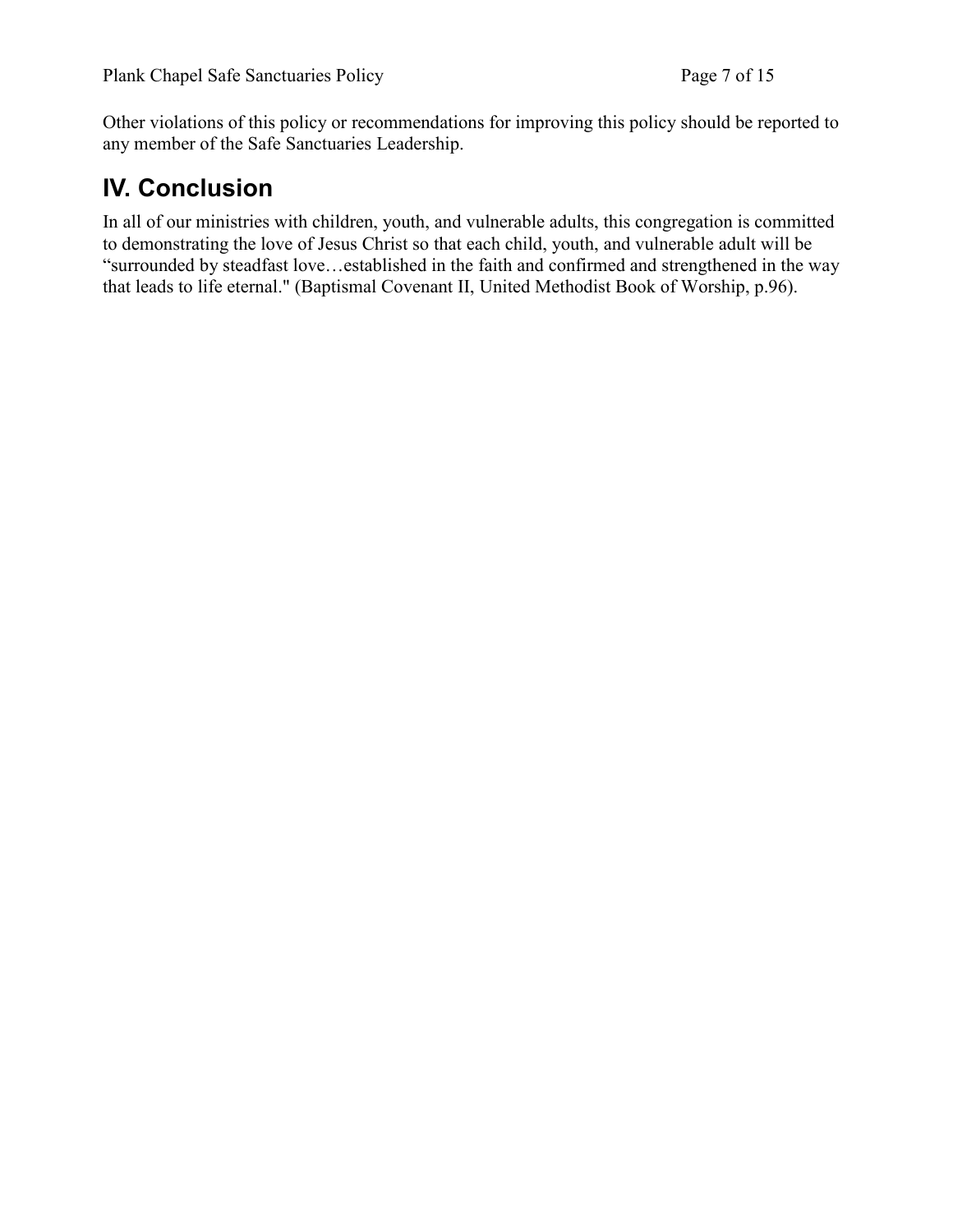Other violations of this policy or recommendations for improving this policy should be reported to any member of the Safe Sanctuaries Leadership.

## IV. Conclusion

In all of our ministries with children, youth, and vulnerable adults, this congregation is committed to demonstrating the love of Jesus Christ so that each child, youth, and vulnerable adult will be "surrounded by steadfast love…established in the faith and confirmed and strengthened in the way that leads to life eternal." (Baptismal Covenant II, United Methodist Book of Worship, p.96).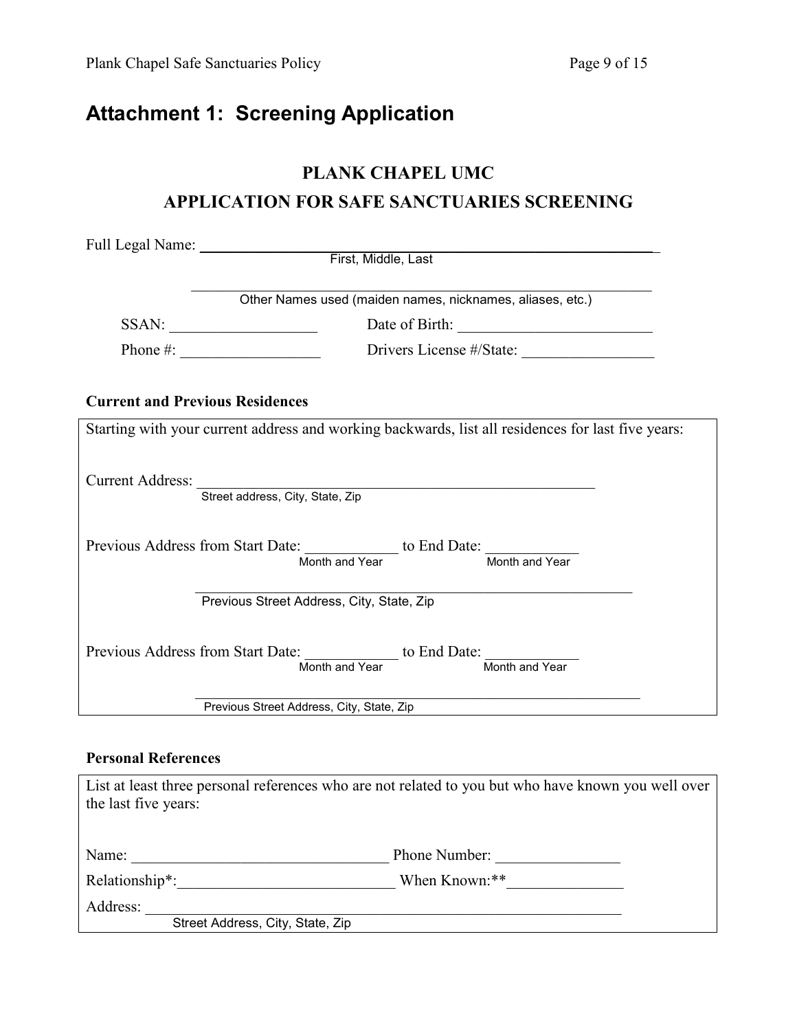# Attachment 1: Screening Application

## PLANK CHAPEL UMC

## APPLICATION FOR SAFE SANCTUARIES SCREENING

Full Legal Name: ______________________________________________________________
First, Middle, Last

______________________________________________________________
Other Names used (maiden names, nicknames, aliases, etc.)

SSAN: ___________________ Date of Birth: _________________________

Phone #: _________________ Drivers License #/State: ________________

### Current and Previous Residences

Starting with your current address and working backwards, list all residences for last five years:

Current Address: ______________________________________________________
Street address, City, State, Zip

Previous Address from Start Date: ____________ to End Date: ____________
Month and Year Month and Year

______________________________________________________________
Previous Street Address, City, State, Zip

Previous Address from Start Date: ____________ to End Date: ____________
Month and Year Month and Year

______________________________________________________________
Previous Street Address, City, State, Zip

### Personal References

List at least three personal references who are not related to you but who have known you well over the last five years:

Name: _________________________________ Phone Number: ________________

Relationship*:___________________________ When Known:**_______________

Address: ______________________________________________________________
Street Address, City, State, Zip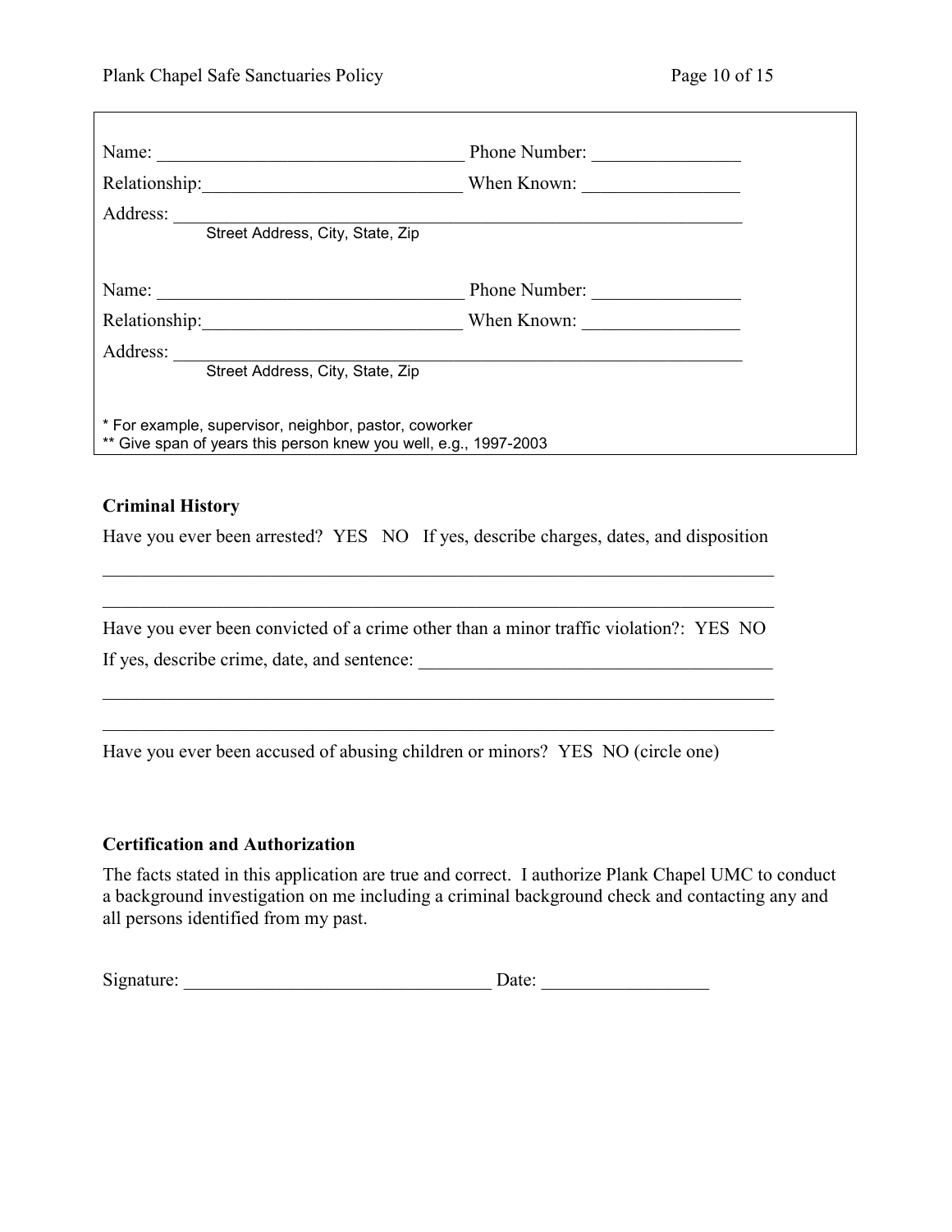Name: _________________________________ Phone Number: _______________

Relationship:___________________________ When Known: ________________

Address: _____________________________________________________________
Street Address, City, State, Zip

Name: _________________________________ Phone Number: _______________

Relationship:___________________________ When Known: ________________

Address: _____________________________________________________________
Street Address, City, State, Zip

* For example, supervisor, neighbor, pastor, coworker
** Give span of years this person knew you well, e.g., 1997-2003

**Criminal History**

Have you ever been arrested? YES NO If yes, describe charges, dates, and disposition

_________________________________________________________________________

_________________________________________________________________________

Have you ever been convicted of a crime other than a minor traffic violation?: YES NO

If yes, describe crime, date, and sentence: ______________________________________

_________________________________________________________________________

_________________________________________________________________________

Have you ever been accused of abusing children or minors? YES NO (circle one)

**Certification and Authorization**

The facts stated in this application are true and correct. I authorize Plank Chapel UMC to conduct a background investigation on me including a criminal background check and contacting any and all persons identified from my past.

Signature: _________________________________ Date: __________________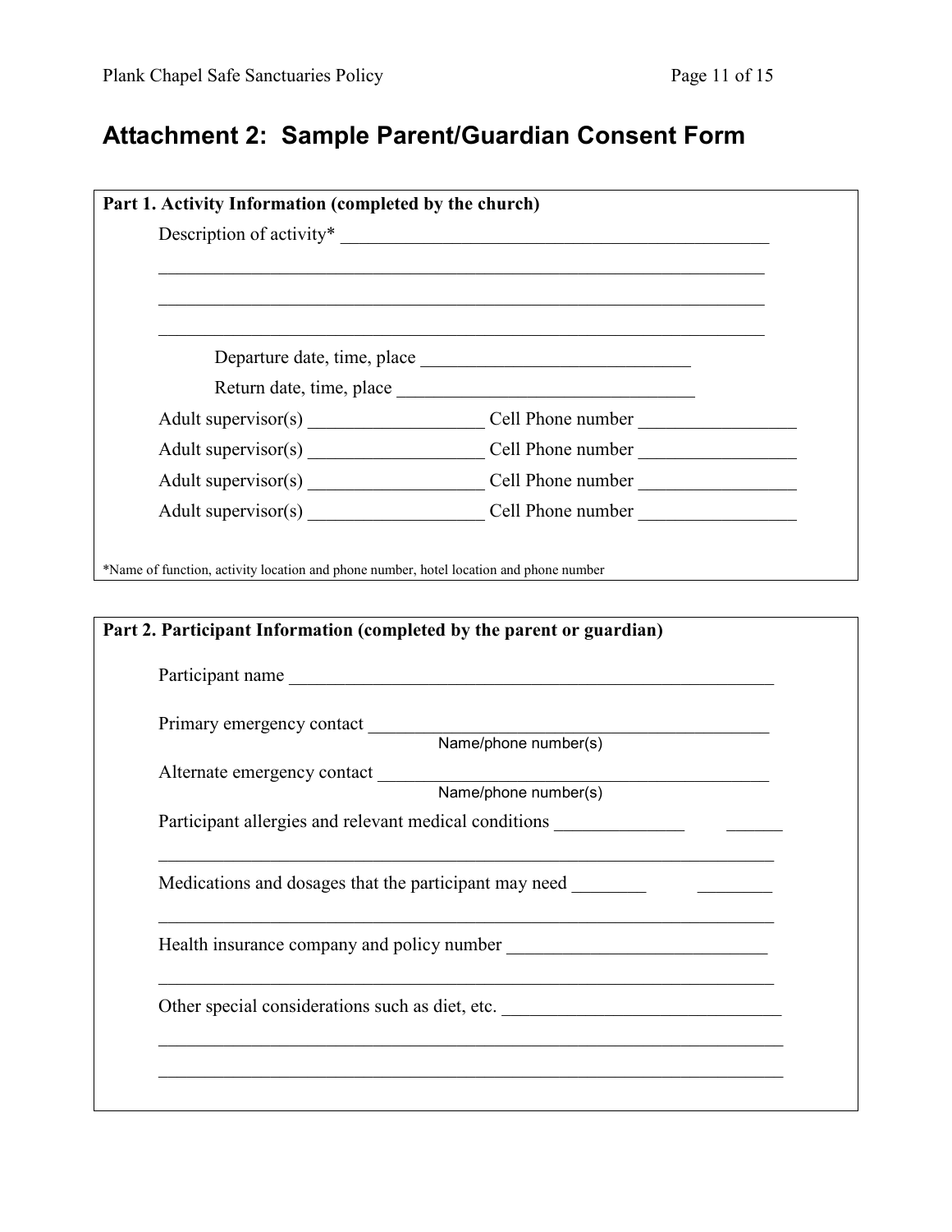## Attachment 2: Sample Parent/Guardian Consent Form

**Part 1. Activity Information (completed by the church)**

Description of activity* ______________________________________________

____________________________________________________________________

____________________________________________________________________

____________________________________________________________________

Departure date, time, place ______________________________

Return date, time, place _________________________________

Adult supervisor(s) ___________________ Cell Phone number _________________

Adult supervisor(s) ___________________ Cell Phone number _________________

Adult supervisor(s) ___________________ Cell Phone number _________________

Adult supervisor(s) ___________________ Cell Phone number _________________

*Name of function, activity location and phone number, hotel location and phone number

**Part 2. Participant Information (completed by the parent or guardian)**

Participant name _______________________________________________________

Primary emergency contact ___________________________________________
Name/phone number(s)

Alternate emergency contact __________________________________________
Name/phone number(s)

Participant allergies and relevant medical conditions ______________ ______

____________________________________________________________________

Medications and dosages that the participant may need ________ ________

____________________________________________________________________

Health insurance company and policy number ____________________________

____________________________________________________________________

Other special considerations such as diet, etc. ______________________________

____________________________________________________________________

____________________________________________________________________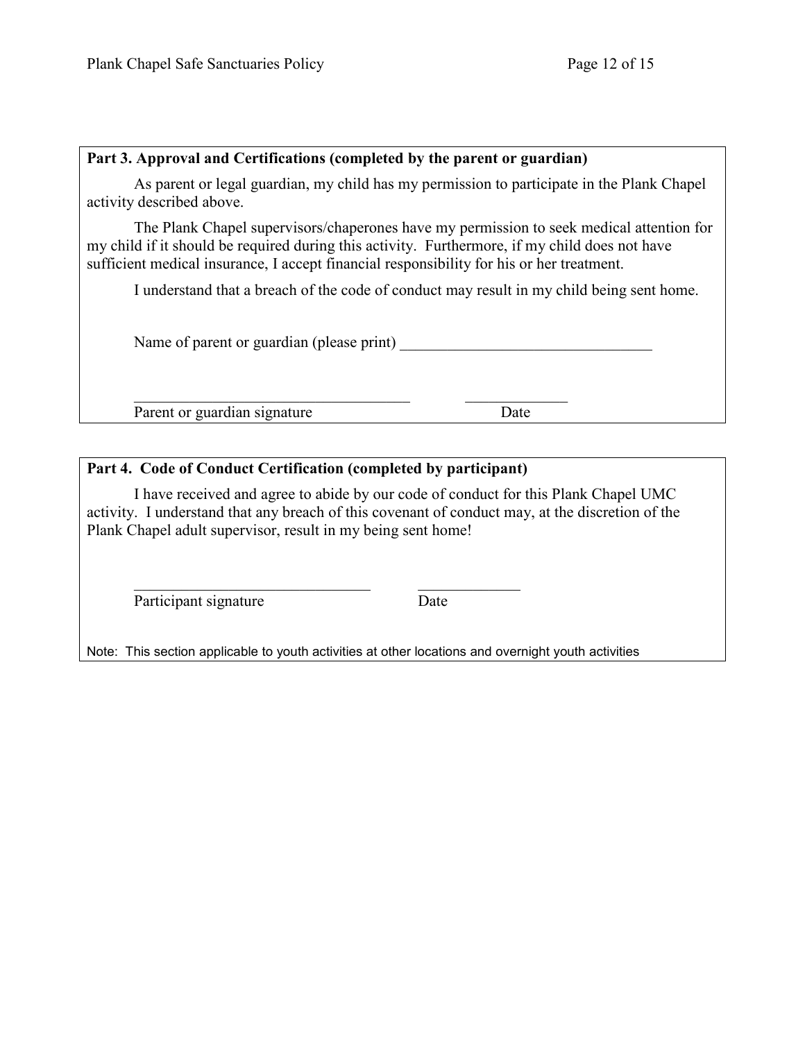**Part 3. Approval and Certifications (completed by the parent or guardian)**

As parent or legal guardian, my child has my permission to participate in the Plank Chapel activity described above.

The Plank Chapel supervisors/chaperones have my permission to seek medical attention for my child if it should be required during this activity. Furthermore, if my child does not have sufficient medical insurance, I accept financial responsibility for his or her treatment.

I understand that a breach of the code of conduct may result in my child being sent home.

Name of parent or guardian (please print) ________________________________

____________________________________ _____________

Parent or guardian signature Date

**Part 4. Code of Conduct Certification (completed by participant)**

I have received and agree to abide by our code of conduct for this Plank Chapel UMC activity. I understand that any breach of this covenant of conduct may, at the discretion of the Plank Chapel adult supervisor, result in my being sent home!

_______________________________ _____________

Participant signature Date

Note: This section applicable to youth activities at other locations and overnight youth activities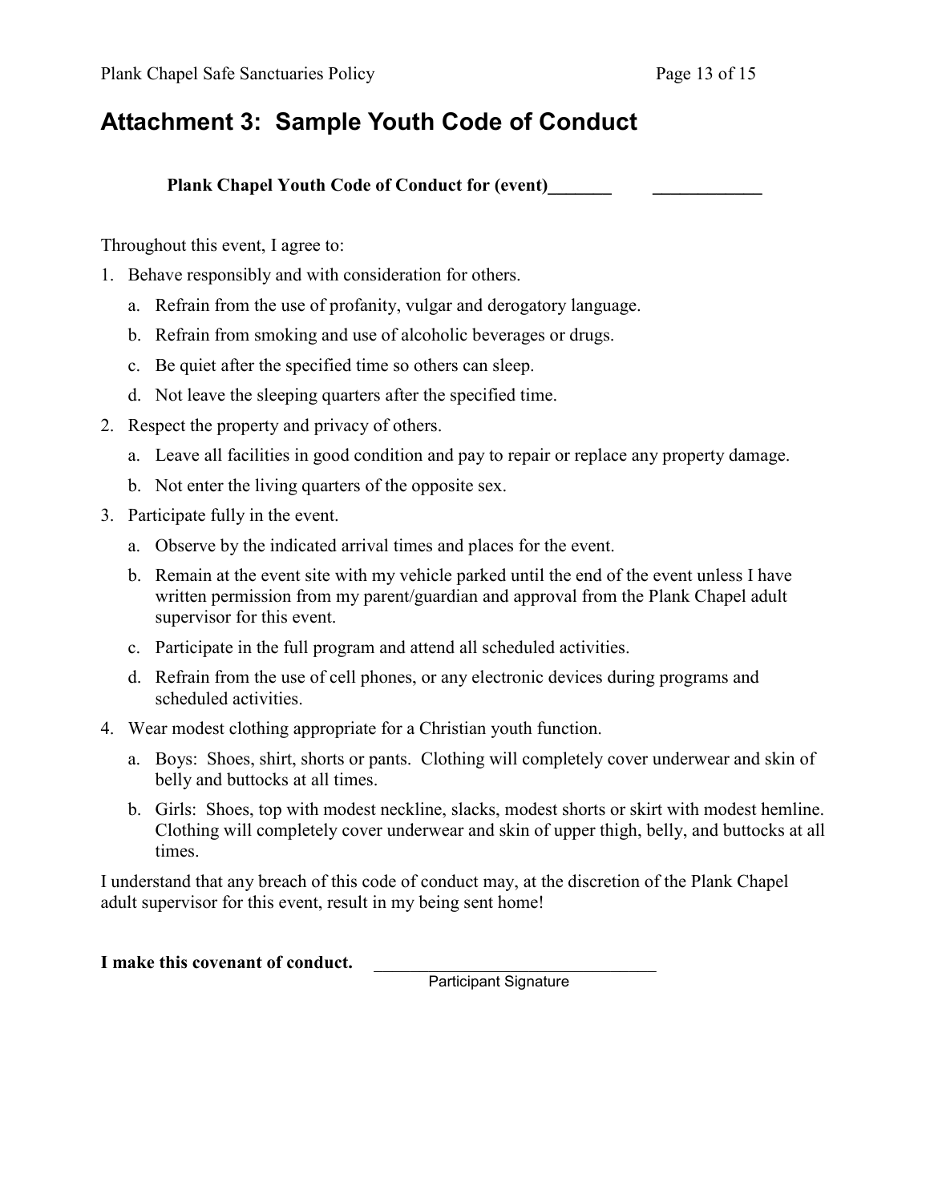# Attachment 3: Sample Youth Code of Conduct

**Plank Chapel Youth Code of Conduct for (event)_______ ____________**

Throughout this event, I agree to:

1. Behave responsibly and with consideration for others.
   a. Refrain from the use of profanity, vulgar and derogatory language.
   b. Refrain from smoking and use of alcoholic beverages or drugs.
   c. Be quiet after the specified time so others can sleep.
   d. Not leave the sleeping quarters after the specified time.
2. Respect the property and privacy of others.
   a. Leave all facilities in good condition and pay to repair or replace any property damage.
   b. Not enter the living quarters of the opposite sex.
3. Participate fully in the event.
   a. Observe by the indicated arrival times and places for the event.
   b. Remain at the event site with my vehicle parked until the end of the event unless I have written permission from my parent/guardian and approval from the Plank Chapel adult supervisor for this event.
   c. Participate in the full program and attend all scheduled activities.
   d. Refrain from the use of cell phones, or any electronic devices during programs and scheduled activities.
4. Wear modest clothing appropriate for a Christian youth function.
   a. Boys: Shoes, shirt, shorts or pants. Clothing will completely cover underwear and skin of belly and buttocks at all times.
   b. Girls: Shoes, top with modest neckline, slacks, modest shorts or skirt with modest hemline. Clothing will completely cover underwear and skin of upper thigh, belly, and buttocks at all times.

I understand that any breach of this code of conduct may, at the discretion of the Plank Chapel adult supervisor for this event, result in my being sent home!

**I make this covenant of conduct.** ________________________________

Participant Signature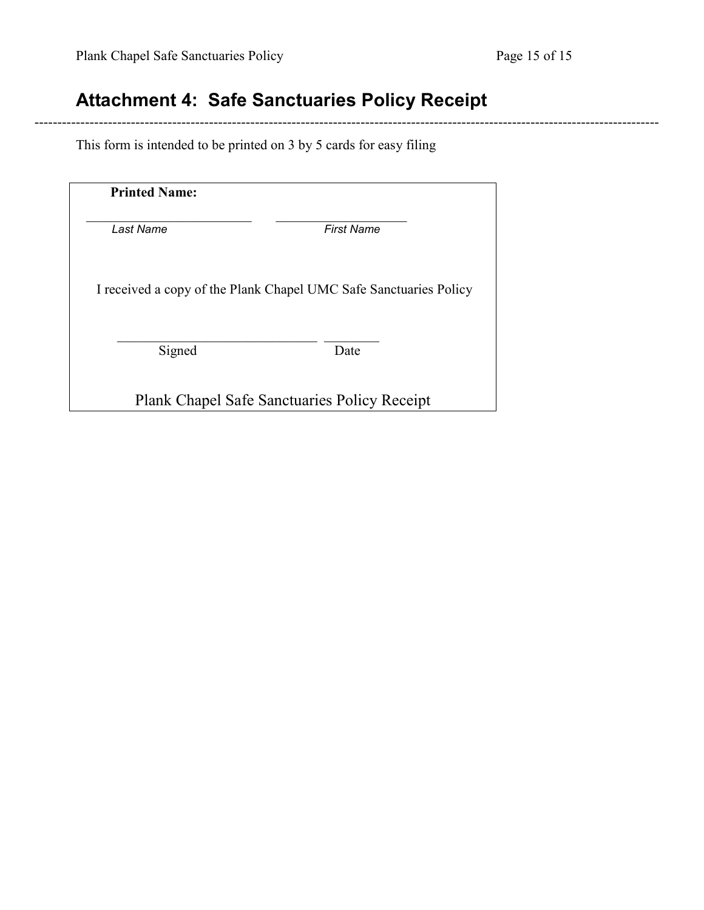# Attachment 4: Safe Sanctuaries Policy Receipt

---

This form is intended to be printed on 3 by 5 cards for easy filing

**Printed Name:**

___________________________ ___________________________
*Last Name* *First Name*

I received a copy of the Plank Chapel UMC Safe Sanctuaries Policy

_______________________________ _________
Signed Date

Plank Chapel Safe Sanctuaries Policy Receipt